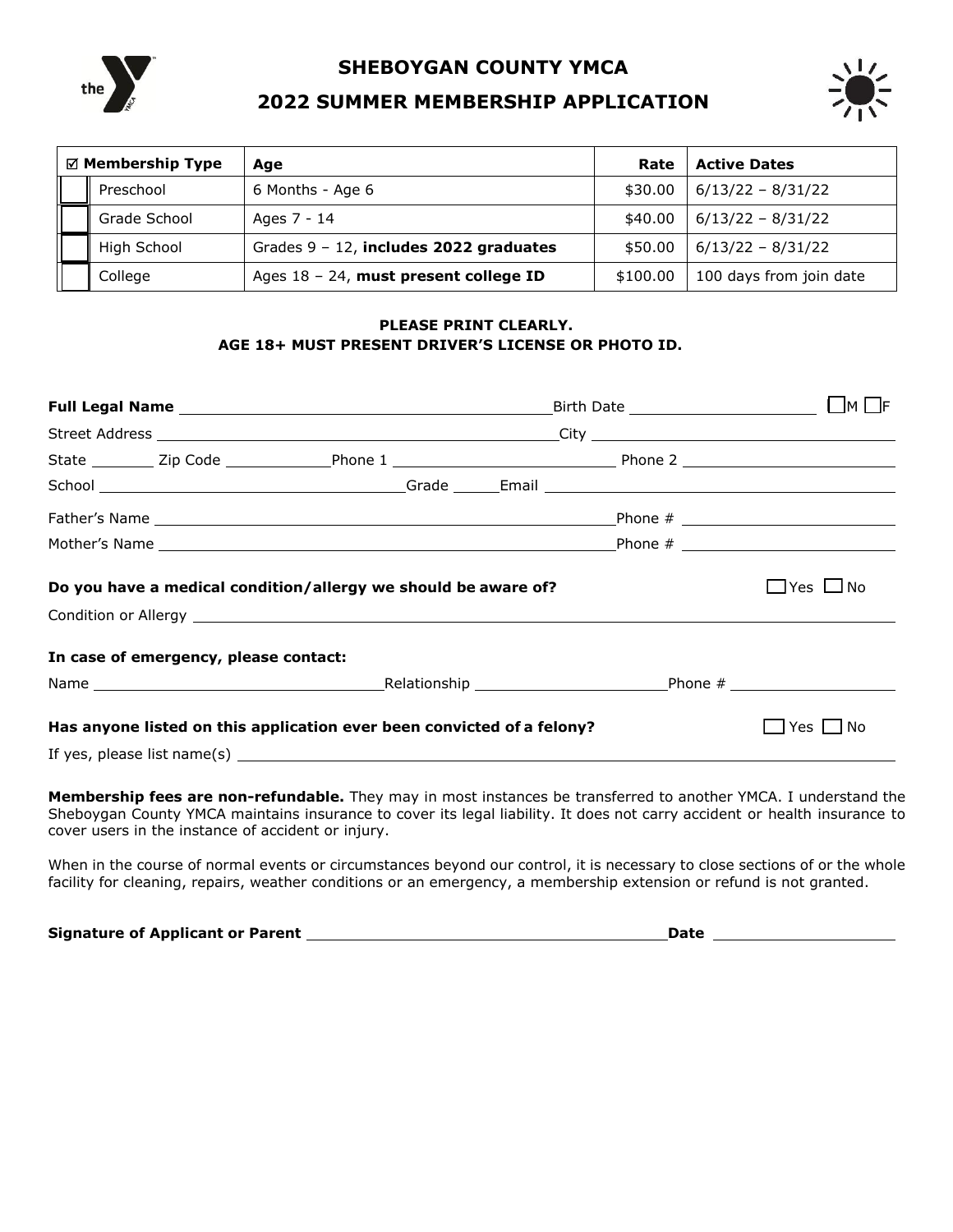# SHEBOYGAN COUNTY YMCA

## 2022 SUMMER MEMBERSHIP APPLICATION

| ☑ | Membership Type | Age | Rate | Active Dates |
|---|---|---|---|---|
| ☐ | Preschool | 6 Months - Age 6 | $30.00 | 6/13/22 – 8/31/22 |
| ☐ | Grade School | Ages 7 - 14 | $40.00 | 6/13/22 – 8/31/22 |
| ☐ | High School | Grades 9 – 12, **includes 2022 graduates** | $50.00 | 6/13/22 – 8/31/22 |
| ☐ | College | Ages 18 – 24, **must present college ID** | $100.00 | 100 days from join date |

**PLEASE PRINT CLEARLY.**
**AGE 18+ MUST PRESENT DRIVER'S LICENSE OR PHOTO ID.**

**Full Legal Name** ________________________ Birth Date ______________ ☐M ☐F

Street Address ________________________ City ________________________

State ______ Zip Code __________ Phone 1 ________________ Phone 2 ________________

School ________________________ Grade ______ Email ________________________

Father's Name ________________________ Phone # ________________

Mother's Name ________________________ Phone # ________________

**Do you have a medical condition/allergy we should be aware of?** ☐Yes ☐No

Condition or Allergy ________________________________________________

**In case of emergency, please contact:**

Name ________________________ Relationship ________________ Phone # ________________

**Has anyone listed on this application ever been convicted of a felony?** ☐Yes ☐No

If yes, please list name(s) ________________________________________________

**Membership fees are non-refundable.** They may in most instances be transferred to another YMCA. I understand the Sheboygan County YMCA maintains insurance to cover its legal liability. It does not carry accident or health insurance to cover users in the instance of accident or injury.

When in the course of normal events or circumstances beyond our control, it is necessary to close sections of or the whole facility for cleaning, repairs, weather conditions or an emergency, a membership extension or refund is not granted.

**Signature of Applicant or Parent** ________________________________ **Date** ________________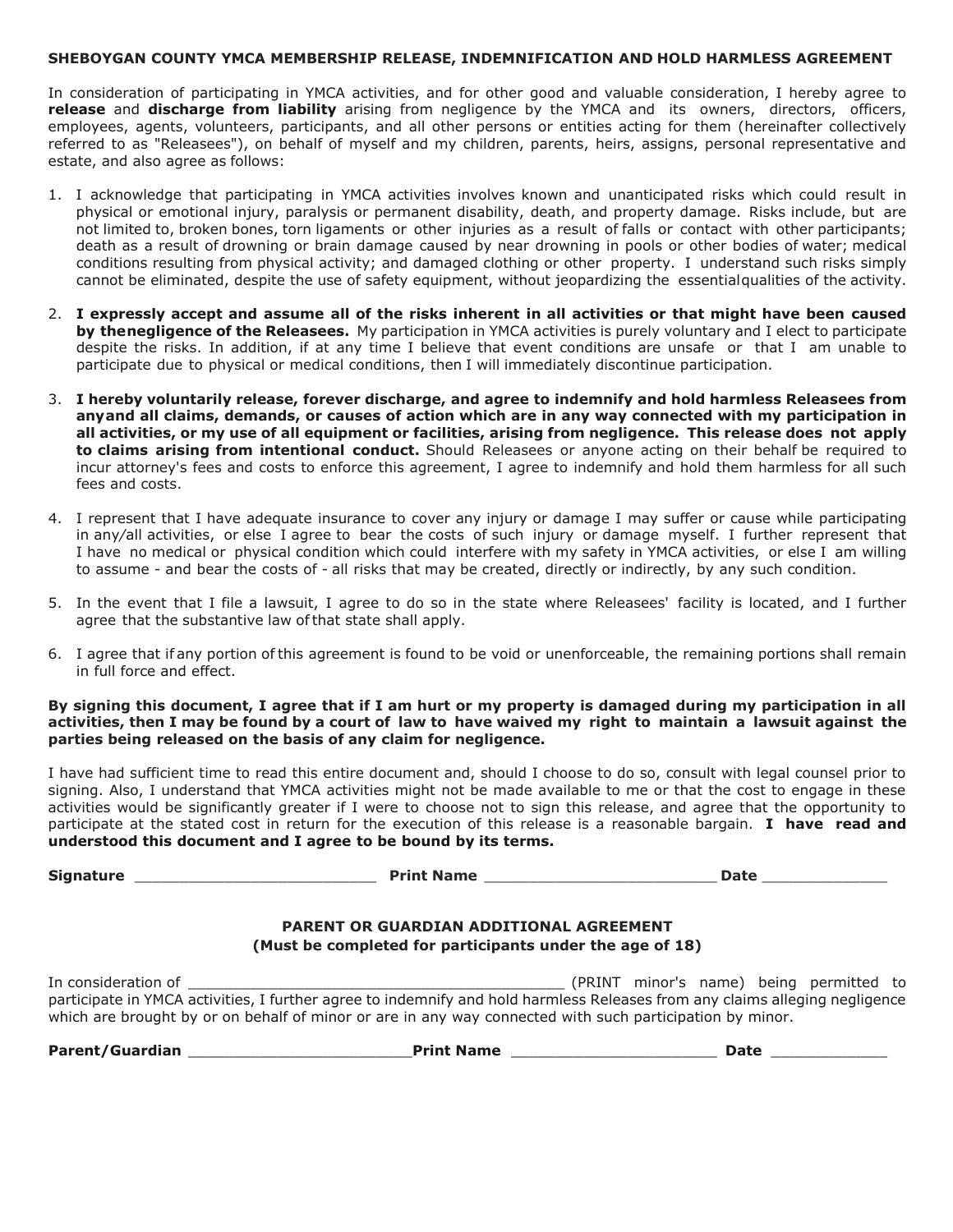**SHEBOYGAN COUNTY YMCA MEMBERSHIP RELEASE, INDEMNIFICATION AND HOLD HARMLESS AGREEMENT**

In consideration of participating in YMCA activities, and for other good and valuable consideration, I hereby agree to **release** and **discharge from liability** arising from negligence by the YMCA and its owners, directors, officers, employees, agents, volunteers, participants, and all other persons or entities acting for them (hereinafter collectively referred to as "Releasees"), on behalf of myself and my children, parents, heirs, assigns, personal representative and estate, and also agree as follows:

1. I acknowledge that participating in YMCA activities involves known and unanticipated risks which could result in physical or emotional injury, paralysis or permanent disability, death, and property damage. Risks include, but are not limited to, broken bones, torn ligaments or other injuries as a result of falls or contact with other participants; death as a result of drowning or brain damage caused by near drowning in pools or other bodies of water; medical conditions resulting from physical activity; and damaged clothing or other property. I understand such risks simply cannot be eliminated, despite the use of safety equipment, without jeopardizing the essentialqualities of the activity.

2. **I expressly accept and assume all of the risks inherent in all activities or that might have been caused by thenegligence of the Releasees.** My participation in YMCA activities is purely voluntary and I elect to participate despite the risks. In addition, if at any time I believe that event conditions are unsafe or that I am unable to participate due to physical or medical conditions, then I will immediately discontinue participation.

3. **I hereby voluntarily release, forever discharge, and agree to indemnify and hold harmless Releasees from anyand all claims, demands, or causes of action which are in any way connected with my participation in all activities, or my use of all equipment or facilities, arising from negligence. This release does not apply to claims arising from intentional conduct.** Should Releasees or anyone acting on their behalf be required to incur attorney's fees and costs to enforce this agreement, I agree to indemnify and hold them harmless for all such fees and costs.

4. I represent that I have adequate insurance to cover any injury or damage I may suffer or cause while participating in any/all activities, or else I agree to bear the costs of such injury or damage myself. I further represent that I have no medical or physical condition which could interfere with my safety in YMCA activities, or else I am willing to assume - and bear the costs of - all risks that may be created, directly or indirectly, by any such condition.

5. In the event that I file a lawsuit, I agree to do so in the state where Releasees' facility is located, and I further agree that the substantive law ofthat state shall apply.

6. I agree that if any portion of this agreement is found to be void or unenforceable, the remaining portions shall remain in full force and effect.

**By signing this document, I agree that if I am hurt or my property is damaged during my participation in all activities, then I may be found by a court of law to have waived my right to maintain a lawsuit against the parties being released on the basis of any claim for negligence.**

I have had sufficient time to read this entire document and, should I choose to do so, consult with legal counsel prior to signing. Also, I understand that YMCA activities might not be made available to me or that the cost to engage in these activities would be significantly greater if I were to choose not to sign this release, and agree that the opportunity to participate at the stated cost in return for the execution of this release is a reasonable bargain. **I have read and understood this document and I agree to be bound by its terms.**

**Signature** ___________________________ **Print Name** ___________________________ **Date** ______________

**PARENT OR GUARDIAN ADDITIONAL AGREEMENT**
**(Must be completed for participants under the age of 18)**

In consideration of ___________________________________________ (PRINT minor's name) being permitted to participate in YMCA activities, I further agree to indemnify and hold harmless Releases from any claims alleging negligence which are brought by or on behalf of minor or are in any way connected with such participation by minor.

**Parent/Guardian** _________________________**Print Name** _______________________ **Date** _____________